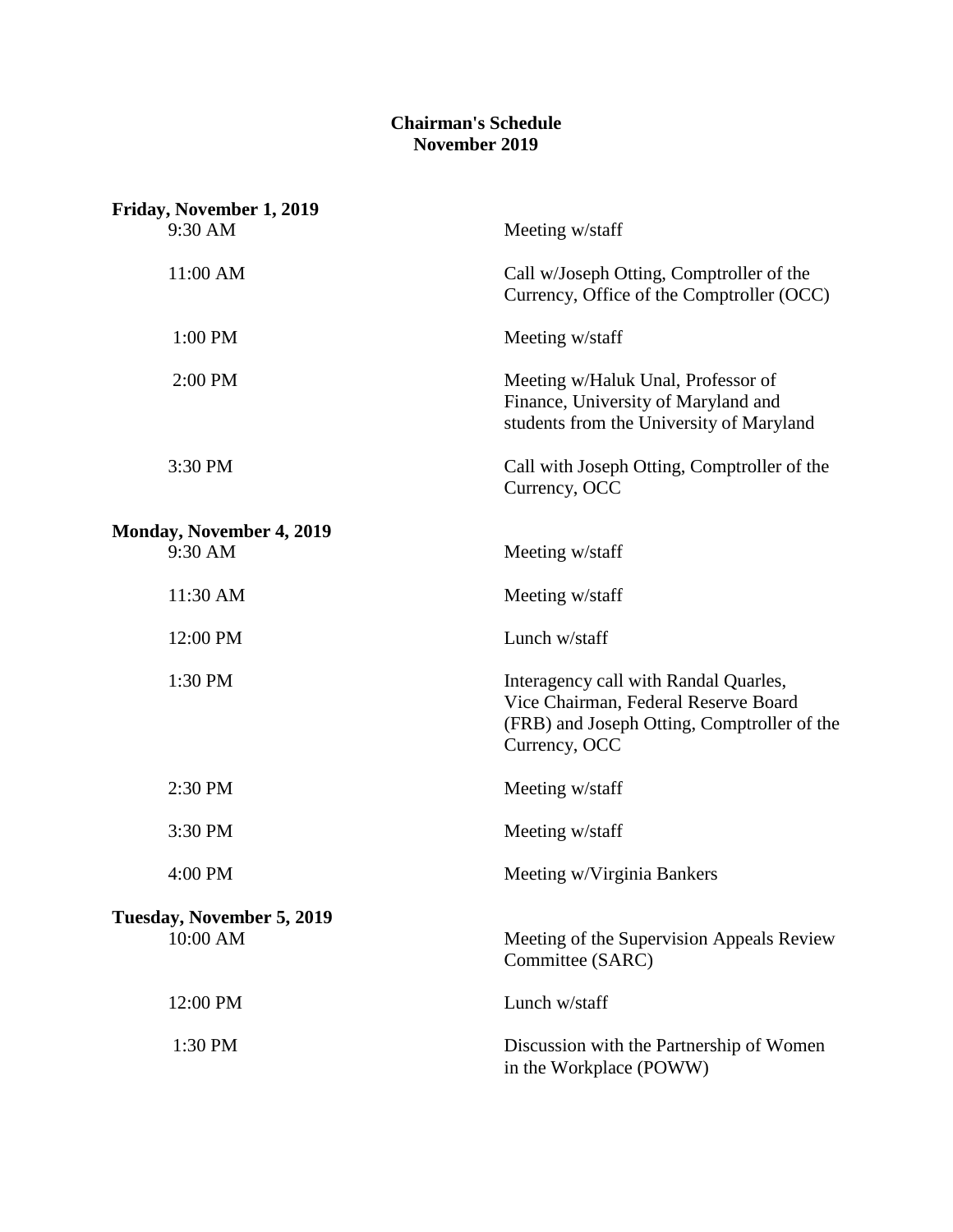**Chairman's Schedule**
**November 2019**

**Friday, November 1, 2019**

| | |
|---|---|
| 9:30 AM | Meeting w/staff |
| 11:00 AM | Call w/Joseph Otting, Comptroller of the Currency, Office of the Comptroller (OCC) |
| 1:00 PM | Meeting w/staff |
| 2:00 PM | Meeting w/Haluk Unal, Professor of Finance, University of Maryland and students from the University of Maryland |
| 3:30 PM | Call with Joseph Otting, Comptroller of the Currency, OCC |

**Monday, November 4, 2019**

| | |
|---|---|
| 9:30 AM | Meeting w/staff |
| 11:30 AM | Meeting w/staff |
| 12:00 PM | Lunch w/staff |
| 1:30 PM | Interagency call with Randal Quarles, Vice Chairman, Federal Reserve Board (FRB) and Joseph Otting, Comptroller of the Currency, OCC |
| 2:30 PM | Meeting w/staff |
| 3:30 PM | Meeting w/staff |
| 4:00 PM | Meeting w/Virginia Bankers |

**Tuesday, November 5, 2019**

| | |
|---|---|
| 10:00 AM | Meeting of the Supervision Appeals Review Committee (SARC) |
| 12:00 PM | Lunch w/staff |
| 1:30 PM | Discussion with the Partnership of Women in the Workplace (POWW) |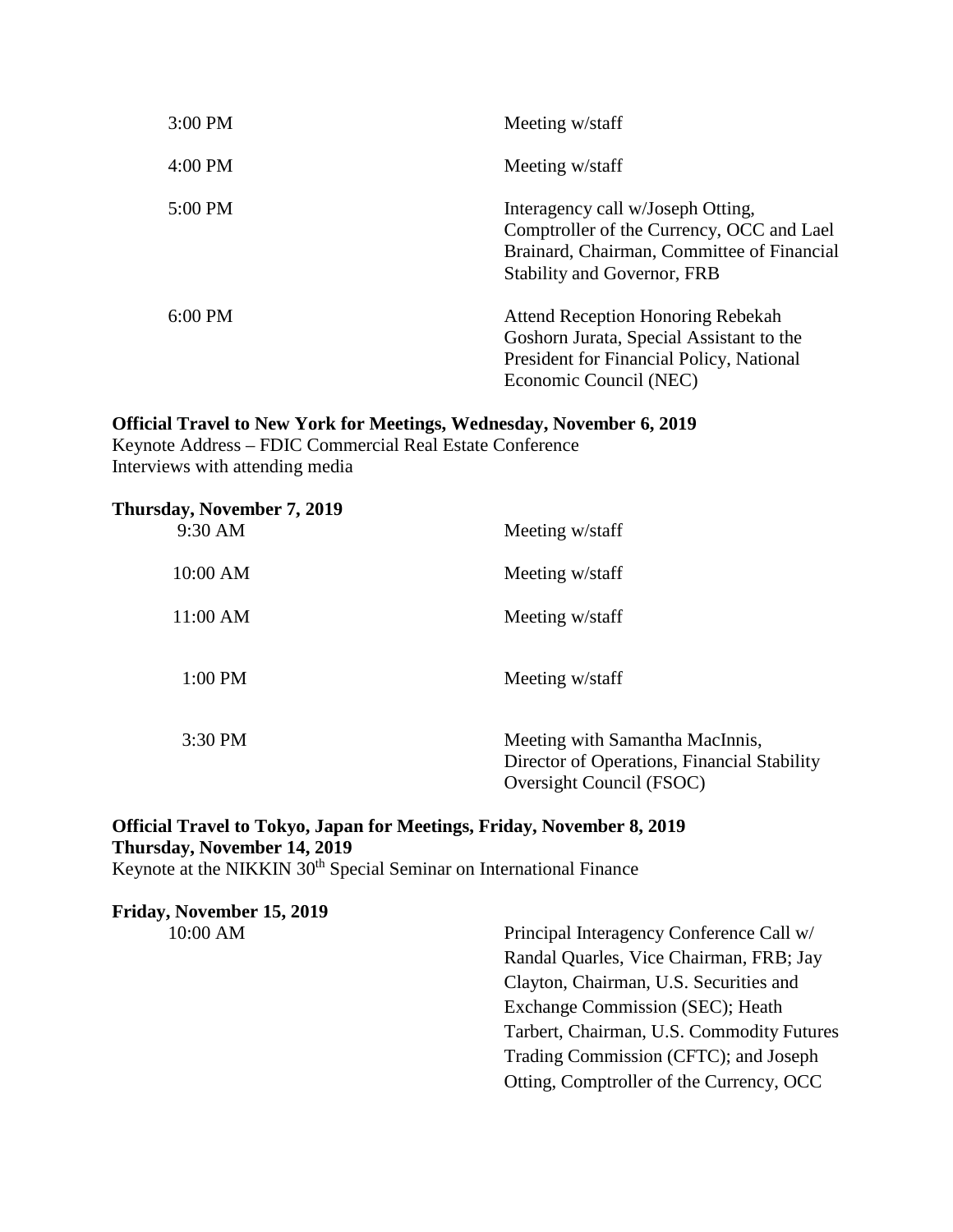| | |
|---|---|
| 3:00 PM | Meeting w/staff |
| 4:00 PM | Meeting w/staff |
| 5:00 PM | Interagency call w/Joseph Otting, Comptroller of the Currency, OCC and Lael Brainard, Chairman, Committee of Financial Stability and Governor, FRB |
| 6:00 PM | Attend Reception Honoring Rebekah Goshorn Jurata, Special Assistant to the President for Financial Policy, National Economic Council (NEC) |

**Official Travel to New York for Meetings, Wednesday, November 6, 2019**
Keynote Address – FDIC Commercial Real Estate Conference
Interviews with attending media

**Thursday, November 7, 2019**

| | |
|---|---|
| 9:30 AM | Meeting w/staff |
| 10:00 AM | Meeting w/staff |
| 11:00 AM | Meeting w/staff |
| 1:00 PM | Meeting w/staff |
| 3:30 PM | Meeting with Samantha MacInnis, Director of Operations, Financial Stability Oversight Council (FSOC) |

**Official Travel to Tokyo, Japan for Meetings, Friday, November 8, 2019**
**Thursday, November 14, 2019**
Keynote at the NIKKIN 30th Special Seminar on International Finance

**Friday, November 15, 2019**

| | |
|---|---|
| 10:00 AM | Principal Interagency Conference Call w/ Randal Quarles, Vice Chairman, FRB; Jay Clayton, Chairman, U.S. Securities and Exchange Commission (SEC); Heath Tarbert, Chairman, U.S. Commodity Futures Trading Commission (CFTC); and Joseph Otting, Comptroller of the Currency, OCC |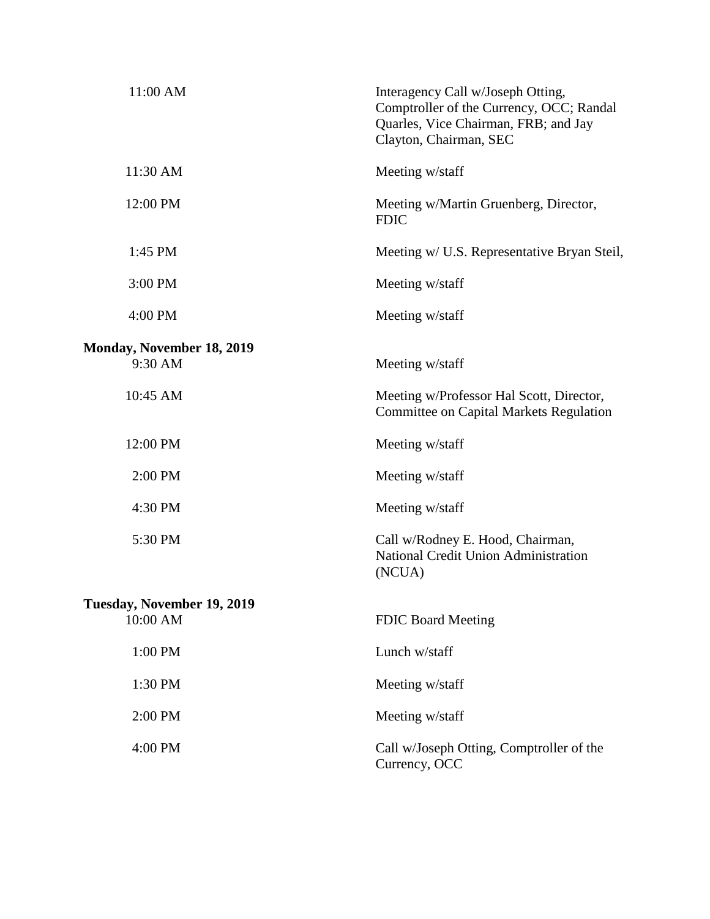| | |
|---|---|
| 11:00 AM | Interagency Call w/Joseph Otting, Comptroller of the Currency, OCC; Randal Quarles, Vice Chairman, FRB; and Jay Clayton, Chairman, SEC |
| 11:30 AM | Meeting w/staff |
| 12:00 PM | Meeting w/Martin Gruenberg, Director, FDIC |
| 1:45 PM | Meeting w/ U.S. Representative Bryan Steil, |
| 3:00 PM | Meeting w/staff |
| 4:00 PM | Meeting w/staff |

**Monday, November 18, 2019**

| | |
|---|---|
| 9:30 AM | Meeting w/staff |
| 10:45 AM | Meeting w/Professor Hal Scott, Director, Committee on Capital Markets Regulation |
| 12:00 PM | Meeting w/staff |
| 2:00 PM | Meeting w/staff |
| 4:30 PM | Meeting w/staff |
| 5:30 PM | Call w/Rodney E. Hood, Chairman, National Credit Union Administration (NCUA) |

**Tuesday, November 19, 2019**

| | |
|---|---|
| 10:00 AM | FDIC Board Meeting |
| 1:00 PM | Lunch w/staff |
| 1:30 PM | Meeting w/staff |
| 2:00 PM | Meeting w/staff |
| 4:00 PM | Call w/Joseph Otting, Comptroller of the Currency, OCC |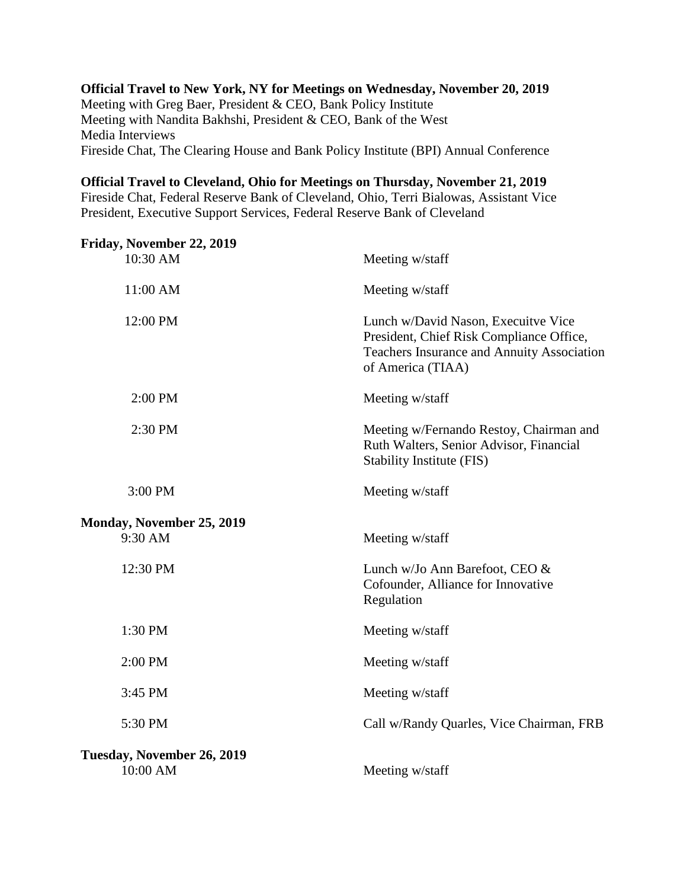**Official Travel to New York, NY for Meetings on Wednesday, November 20, 2019**
Meeting with Greg Baer, President & CEO, Bank Policy Institute
Meeting with Nandita Bakhshi, President & CEO, Bank of the West
Media Interviews
Fireside Chat, The Clearing House and Bank Policy Institute (BPI) Annual Conference

**Official Travel to Cleveland, Ohio for Meetings on Thursday, November 21, 2019**
Fireside Chat, Federal Reserve Bank of Cleveland, Ohio, Terri Bialowas, Assistant Vice President, Executive Support Services, Federal Reserve Bank of Cleveland

**Friday, November 22, 2019**

| | |
|---|---|
| 10:30 AM | Meeting w/staff |
| 11:00 AM | Meeting w/staff |
| 12:00 PM | Lunch w/David Nason, Execuitve Vice President, Chief Risk Compliance Office, Teachers Insurance and Annuity Association of America (TIAA) |
| 2:00 PM | Meeting w/staff |
| 2:30 PM | Meeting w/Fernando Restoy, Chairman and Ruth Walters, Senior Advisor, Financial Stability Institute (FIS) |
| 3:00 PM | Meeting w/staff |

**Monday, November 25, 2019**

| | |
|---|---|
| 9:30 AM | Meeting w/staff |
| 12:30 PM | Lunch w/Jo Ann Barefoot, CEO & Cofounder, Alliance for Innovative Regulation |
| 1:30 PM | Meeting w/staff |
| 2:00 PM | Meeting w/staff |
| 3:45 PM | Meeting w/staff |
| 5:30 PM | Call w/Randy Quarles, Vice Chairman, FRB |

**Tuesday, November 26, 2019**

| | |
|---|---|
| 10:00 AM | Meeting w/staff |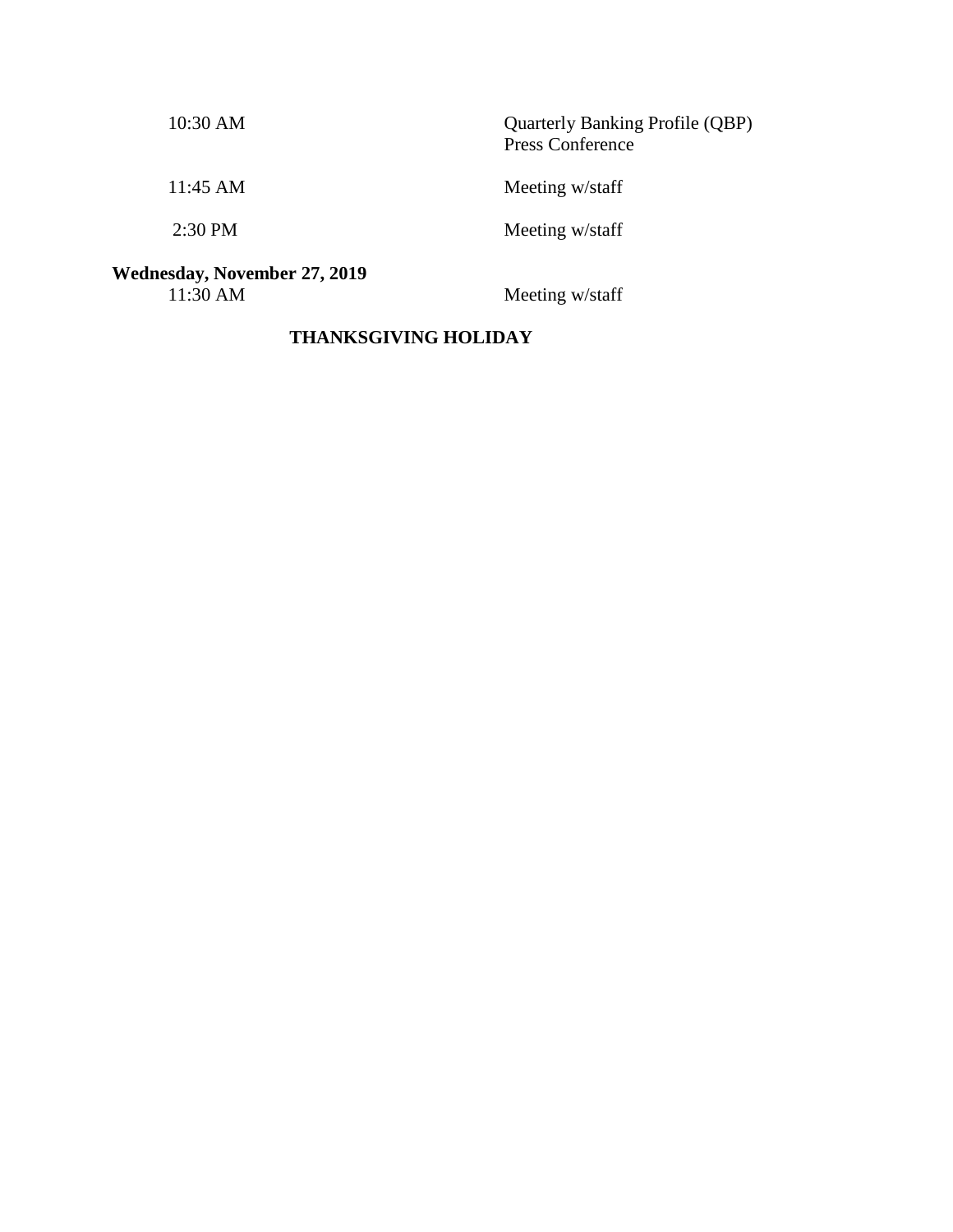| | |
|---|---|
| 10:30 AM | Quarterly Banking Profile (QBP) Press Conference |
| 11:45 AM | Meeting w/staff |
| 2:30 PM | Meeting w/staff |

**Wednesday, November 27, 2019**

| | |
|---|---|
| 11:30 AM | Meeting w/staff |

**THANKSGIVING HOLIDAY**